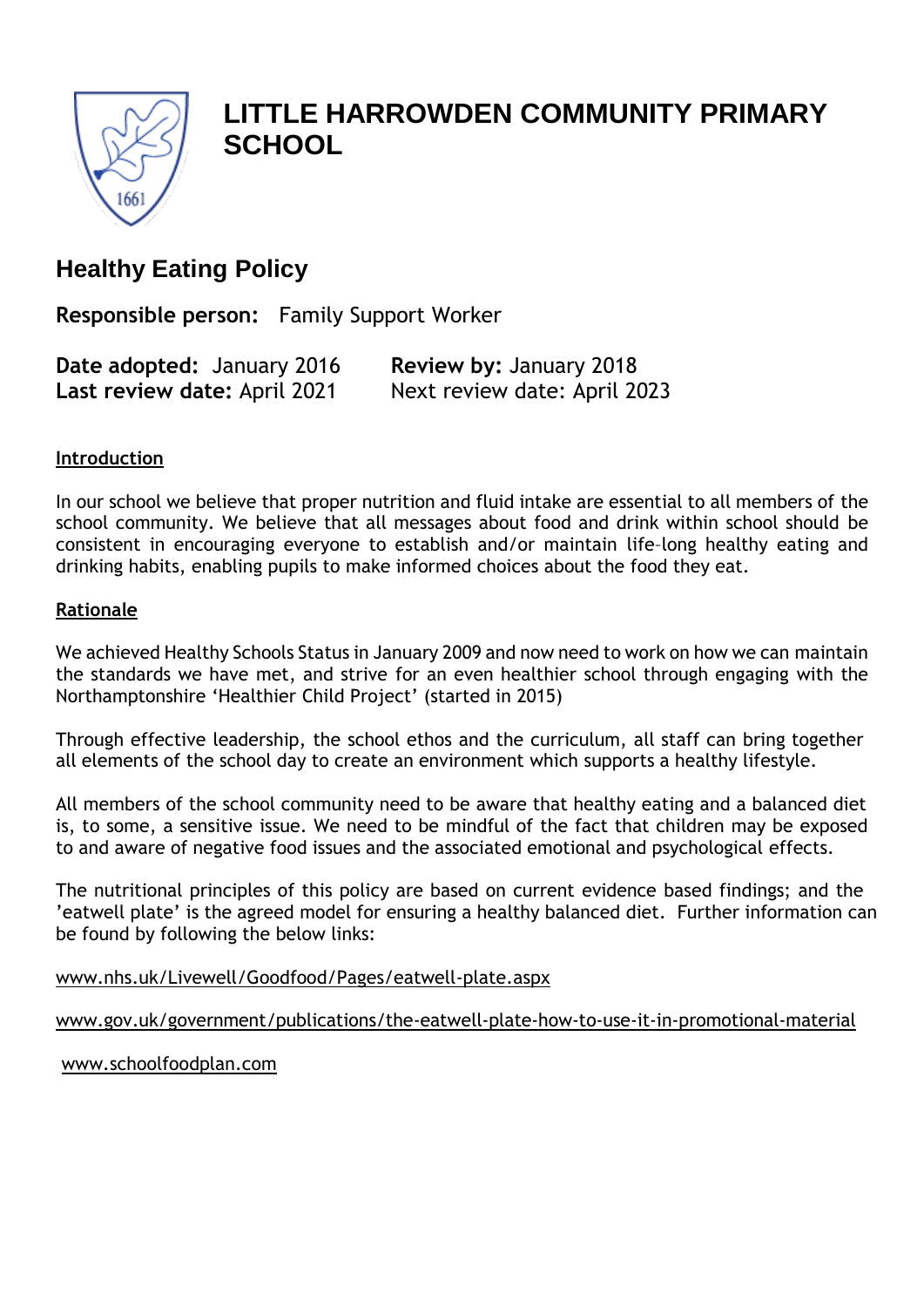# LITTLE HARROWDEN COMMUNITY PRIMARY SCHOOL

## Healthy Eating Policy

**Responsible person:** Family Support Worker

**Date adopted:** January 2016 **Review by:** January 2018
**Last review date:** April 2021 Next review date: April 2023

### Introduction

In our school we believe that proper nutrition and fluid intake are essential to all members of the school community. We believe that all messages about food and drink within school should be consistent in encouraging everyone to establish and/or maintain life–long healthy eating and drinking habits, enabling pupils to make informed choices about the food they eat.

### Rationale

We achieved Healthy Schools Status in January 2009 and now need to work on how we can maintain the standards we have met, and strive for an even healthier school through engaging with the Northamptonshire 'Healthier Child Project' (started in 2015)

Through effective leadership, the school ethos and the curriculum, all staff can bring together all elements of the school day to create an environment which supports a healthy lifestyle.

All members of the school community need to be aware that healthy eating and a balanced diet is, to some, a sensitive issue. We need to be mindful of the fact that children may be exposed to and aware of negative food issues and the associated emotional and psychological effects.

The nutritional principles of this policy are based on current evidence based findings; and the 'eatwell plate' is the agreed model for ensuring a healthy balanced diet. Further information can be found by following the below links:

www.nhs.uk/Livewell/Goodfood/Pages/eatwell-plate.aspx

www.gov.uk/government/publications/the-eatwell-plate-how-to-use-it-in-promotional-material

www.schoolfoodplan.com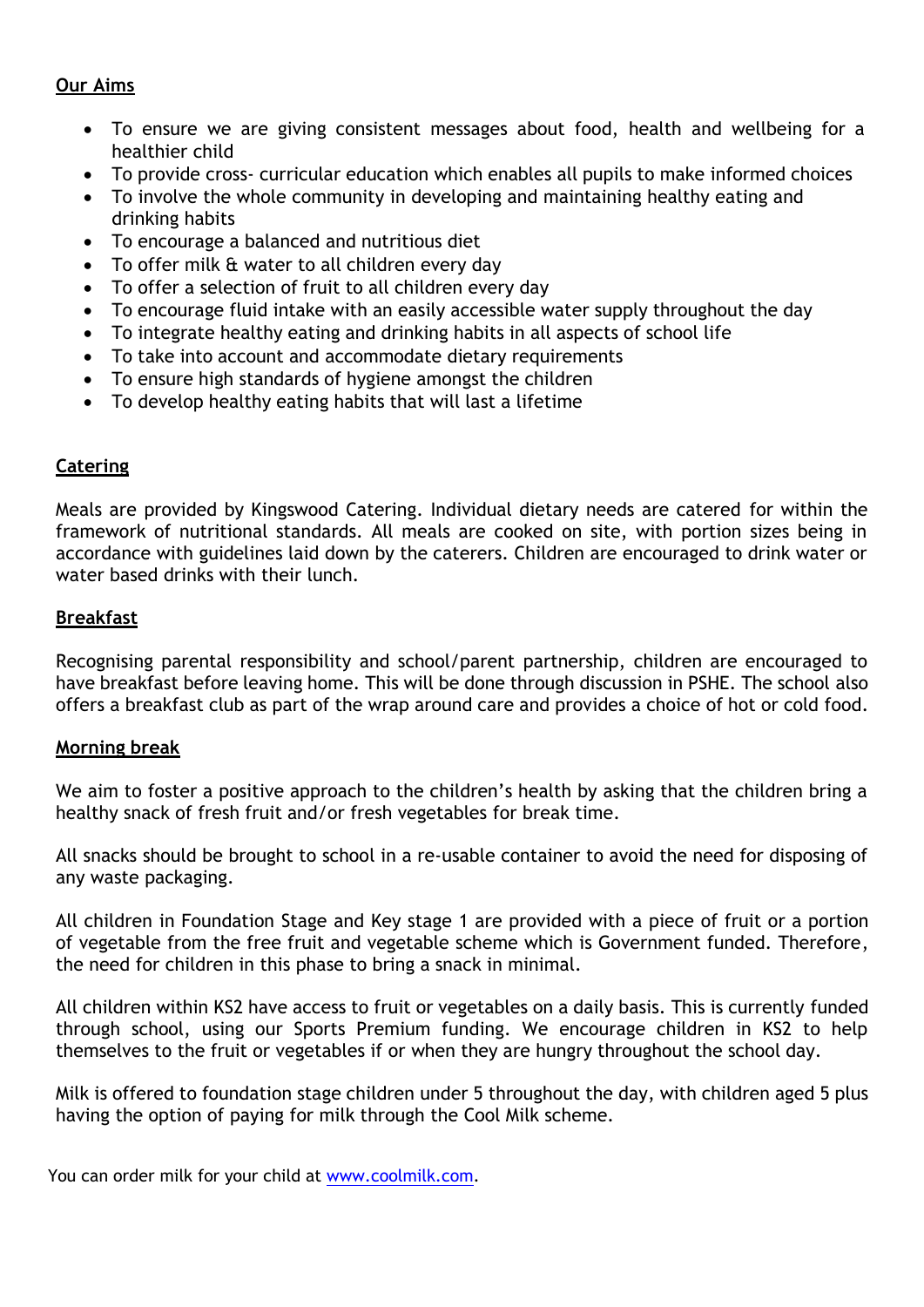**Our Aims**

- To ensure we are giving consistent messages about food, health and wellbeing for a healthier child
- To provide cross- curricular education which enables all pupils to make informed choices
- To involve the whole community in developing and maintaining healthy eating and drinking habits
- To encourage a balanced and nutritious diet
- To offer milk & water to all children every day
- To offer a selection of fruit to all children every day
- To encourage fluid intake with an easily accessible water supply throughout the day
- To integrate healthy eating and drinking habits in all aspects of school life
- To take into account and accommodate dietary requirements
- To ensure high standards of hygiene amongst the children
- To develop healthy eating habits that will last a lifetime

**Catering**

Meals are provided by Kingswood Catering. Individual dietary needs are catered for within the framework of nutritional standards. All meals are cooked on site, with portion sizes being in accordance with guidelines laid down by the caterers. Children are encouraged to drink water or water based drinks with their lunch.

**Breakfast**

Recognising parental responsibility and school/parent partnership, children are encouraged to have breakfast before leaving home. This will be done through discussion in PSHE. The school also offers a breakfast club as part of the wrap around care and provides a choice of hot or cold food.

**Morning break**

We aim to foster a positive approach to the children's health by asking that the children bring a healthy snack of fresh fruit and/or fresh vegetables for break time.

All snacks should be brought to school in a re-usable container to avoid the need for disposing of any waste packaging.

All children in Foundation Stage and Key stage 1 are provided with a piece of fruit or a portion of vegetable from the free fruit and vegetable scheme which is Government funded. Therefore, the need for children in this phase to bring a snack in minimal.

All children within KS2 have access to fruit or vegetables on a daily basis. This is currently funded through school, using our Sports Premium funding. We encourage children in KS2 to help themselves to the fruit or vegetables if or when they are hungry throughout the school day.

Milk is offered to foundation stage children under 5 throughout the day, with children aged 5 plus having the option of paying for milk through the Cool Milk scheme.

You can order milk for your child at [www.coolmilk.com](http://www.coolmilk.com).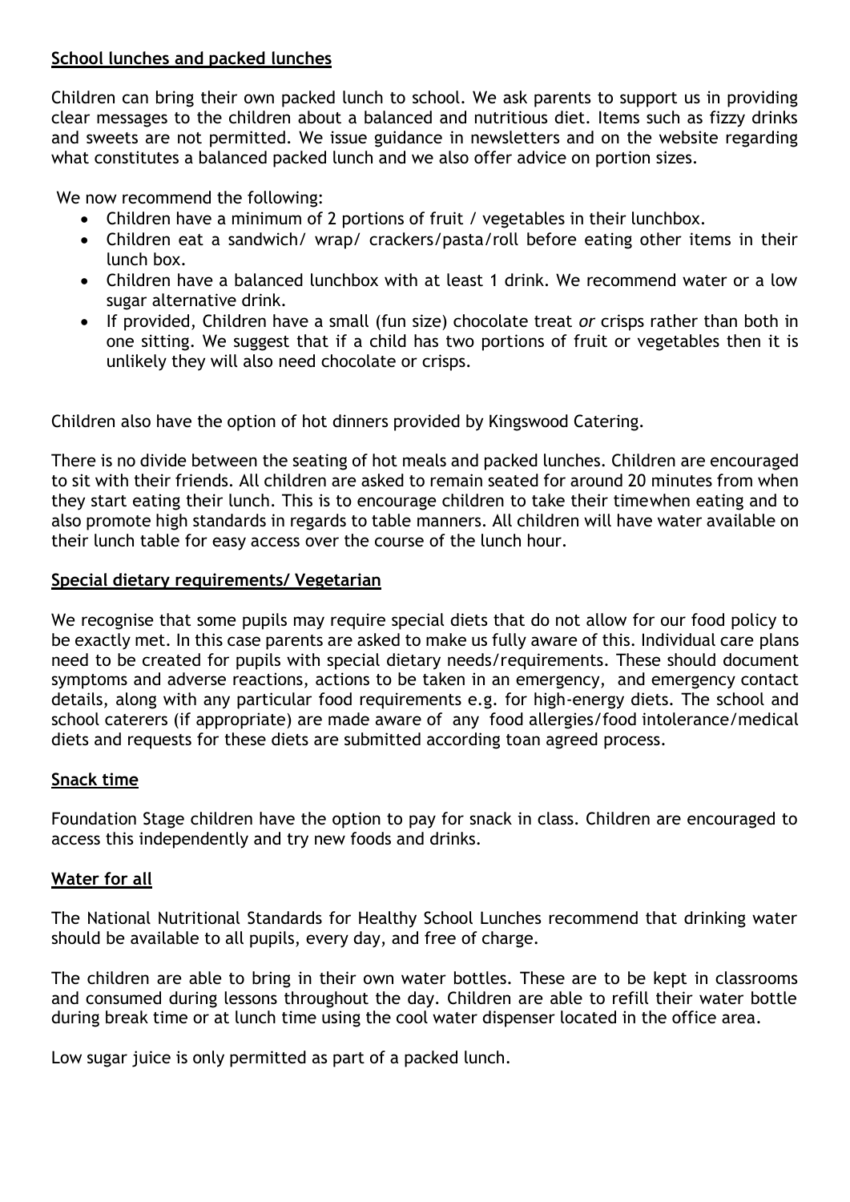## School lunches and packed lunches

Children can bring their own packed lunch to school. We ask parents to support us in providing clear messages to the children about a balanced and nutritious diet. Items such as fizzy drinks and sweets are not permitted. We issue guidance in newsletters and on the website regarding what constitutes a balanced packed lunch and we also offer advice on portion sizes.

We now recommend the following:

- Children have a minimum of 2 portions of fruit / vegetables in their lunchbox.
- Children eat a sandwich/ wrap/ crackers/pasta/roll before eating other items in their lunch box.
- Children have a balanced lunchbox with at least 1 drink. We recommend water or a low sugar alternative drink.
- If provided, Children have a small (fun size) chocolate treat *or* crisps rather than both in one sitting. We suggest that if a child has two portions of fruit or vegetables then it is unlikely they will also need chocolate or crisps.

Children also have the option of hot dinners provided by Kingswood Catering.

There is no divide between the seating of hot meals and packed lunches. Children are encouraged to sit with their friends. All children are asked to remain seated for around 20 minutes from when they start eating their lunch. This is to encourage children to take their timewhen eating and to also promote high standards in regards to table manners. All children will have water available on their lunch table for easy access over the course of the lunch hour.

## Special dietary requirements/ Vegetarian

We recognise that some pupils may require special diets that do not allow for our food policy to be exactly met. In this case parents are asked to make us fully aware of this. Individual care plans need to be created for pupils with special dietary needs/requirements. These should document symptoms and adverse reactions, actions to be taken in an emergency, and emergency contact details, along with any particular food requirements e.g. for high-energy diets. The school and school caterers (if appropriate) are made aware of any food allergies/food intolerance/medical diets and requests for these diets are submitted according toan agreed process.

## Snack time

Foundation Stage children have the option to pay for snack in class. Children are encouraged to access this independently and try new foods and drinks.

## Water for all

The National Nutritional Standards for Healthy School Lunches recommend that drinking water should be available to all pupils, every day, and free of charge.

The children are able to bring in their own water bottles. These are to be kept in classrooms and consumed during lessons throughout the day. Children are able to refill their water bottle during break time or at lunch time using the cool water dispenser located in the office area.

Low sugar juice is only permitted as part of a packed lunch.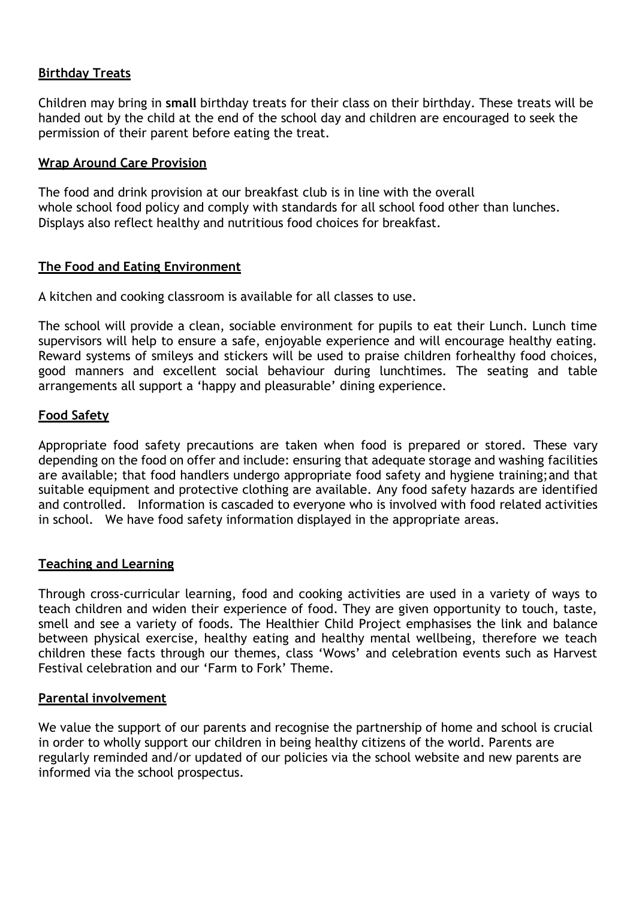## Birthday Treats

Children may bring in **small** birthday treats for their class on their birthday. These treats will be handed out by the child at the end of the school day and children are encouraged to seek the permission of their parent before eating the treat.

## Wrap Around Care Provision

The food and drink provision at our breakfast club is in line with the overall whole school food policy and comply with standards for all school food other than lunches. Displays also reflect healthy and nutritious food choices for breakfast.

## The Food and Eating Environment

A kitchen and cooking classroom is available for all classes to use.

The school will provide a clean, sociable environment for pupils to eat their Lunch. Lunch time supervisors will help to ensure a safe, enjoyable experience and will encourage healthy eating. Reward systems of smileys and stickers will be used to praise children forhealthy food choices, good manners and excellent social behaviour during lunchtimes. The seating and table arrangements all support a 'happy and pleasurable' dining experience.

## Food Safety

Appropriate food safety precautions are taken when food is prepared or stored. These vary depending on the food on offer and include: ensuring that adequate storage and washing facilities are available; that food handlers undergo appropriate food safety and hygiene training;and that suitable equipment and protective clothing are available. Any food safety hazards are identified and controlled. Information is cascaded to everyone who is involved with food related activities in school. We have food safety information displayed in the appropriate areas.

## Teaching and Learning

Through cross-curricular learning, food and cooking activities are used in a variety of ways to teach children and widen their experience of food. They are given opportunity to touch, taste, smell and see a variety of foods. The Healthier Child Project emphasises the link and balance between physical exercise, healthy eating and healthy mental wellbeing, therefore we teach children these facts through our themes, class 'Wows' and celebration events such as Harvest Festival celebration and our 'Farm to Fork' Theme.

## Parental involvement

We value the support of our parents and recognise the partnership of home and school is crucial in order to wholly support our children in being healthy citizens of the world. Parents are regularly reminded and/or updated of our policies via the school website and new parents are informed via the school prospectus.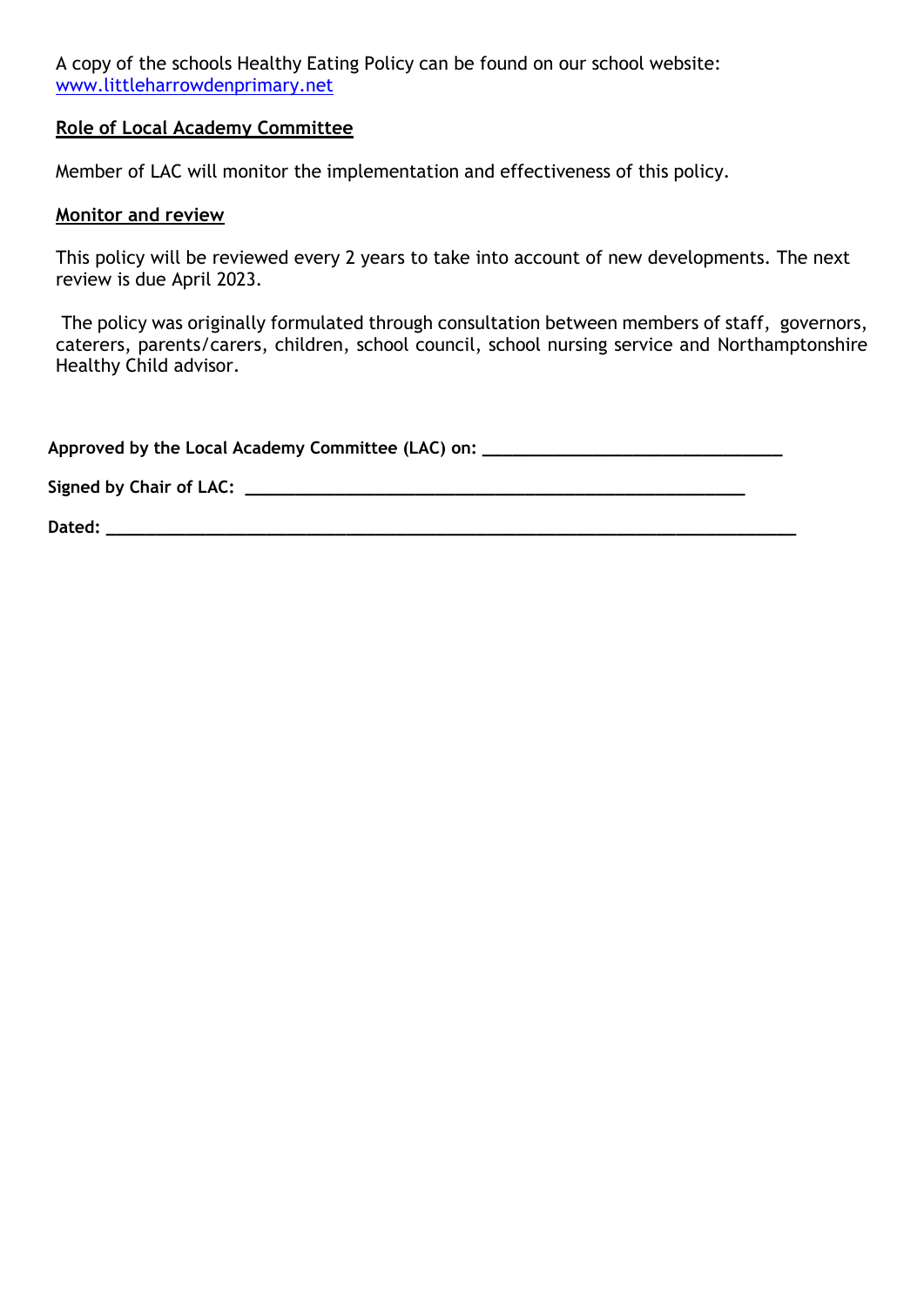A copy of the schools Healthy Eating Policy can be found on our school website: [www.littleharrowdenprimary.net](http://www.littleharrowdenprimary.net)

**Role of Local Academy Committee**

Member of LAC will monitor the implementation and effectiveness of this policy.

**Monitor and review**

This policy will be reviewed every 2 years to take into account of new developments. The next review is due April 2023.

The policy was originally formulated through consultation between members of staff, governors, caterers, parents/carers, children, school council, school nursing service and Northamptonshire Healthy Child advisor.

**Approved by the Local Academy Committee (LAC) on:** ________________________________

**Signed by Chair of LAC:** ________________________________________________________

**Dated:** __________________________________________________________________________